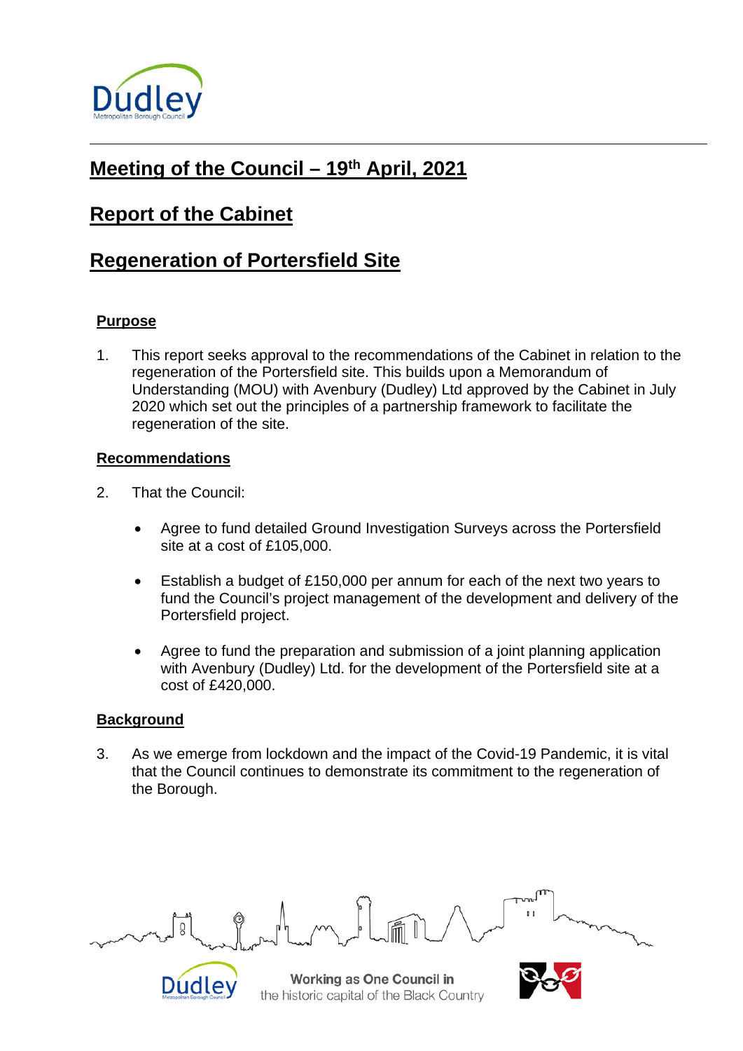# Meeting of the Council – 19th April, 2021

## Report of the Cabinet

## Regeneration of Portersfield Site

### Purpose

1. This report seeks approval to the recommendations of the Cabinet in relation to the regeneration of the Portersfield site. This builds upon a Memorandum of Understanding (MOU) with Avenbury (Dudley) Ltd approved by the Cabinet in July 2020 which set out the principles of a partnership framework to facilitate the regeneration of the site.

### Recommendations

2. That the Council:

   - Agree to fund detailed Ground Investigation Surveys across the Portersfield site at a cost of £105,000.
   - Establish a budget of £150,000 per annum for each of the next two years to fund the Council's project management of the development and delivery of the Portersfield project.
   - Agree to fund the preparation and submission of a joint planning application with Avenbury (Dudley) Ltd. for the development of the Portersfield site at a cost of £420,000.

### Background

3. As we emerge from lockdown and the impact of the Covid-19 Pandemic, it is vital that the Council continues to demonstrate its commitment to the regeneration of the Borough.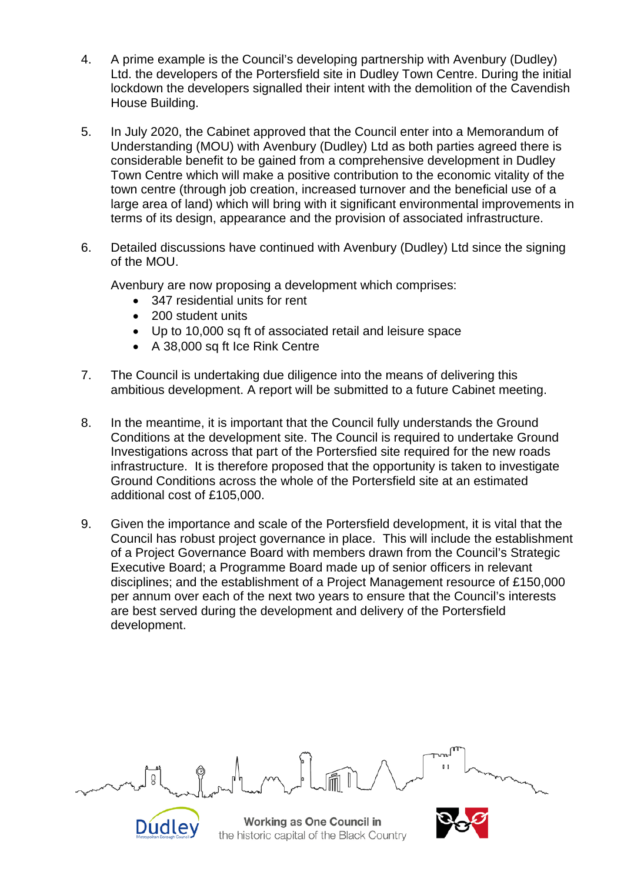4. A prime example is the Council's developing partnership with Avenbury (Dudley) Ltd. the developers of the Portersfield site in Dudley Town Centre. During the initial lockdown the developers signalled their intent with the demolition of the Cavendish House Building.

5. In July 2020, the Cabinet approved that the Council enter into a Memorandum of Understanding (MOU) with Avenbury (Dudley) Ltd as both parties agreed there is considerable benefit to be gained from a comprehensive development in Dudley Town Centre which will make a positive contribution to the economic vitality of the town centre (through job creation, increased turnover and the beneficial use of a large area of land) which will bring with it significant environmental improvements in terms of its design, appearance and the provision of associated infrastructure.

6. Detailed discussions have continued with Avenbury (Dudley) Ltd since the signing of the MOU.

   Avenbury are now proposing a development which comprises:
   - 347 residential units for rent
   - 200 student units
   - Up to 10,000 sq ft of associated retail and leisure space
   - A 38,000 sq ft Ice Rink Centre

7. The Council is undertaking due diligence into the means of delivering this ambitious development. A report will be submitted to a future Cabinet meeting.

8. In the meantime, it is important that the Council fully understands the Ground Conditions at the development site. The Council is required to undertake Ground Investigations across that part of the Portersfied site required for the new roads infrastructure. It is therefore proposed that the opportunity is taken to investigate Ground Conditions across the whole of the Portersfield site at an estimated additional cost of £105,000.

9. Given the importance and scale of the Portersfield development, it is vital that the Council has robust project governance in place. This will include the establishment of a Project Governance Board with members drawn from the Council's Strategic Executive Board; a Programme Board made up of senior officers in relevant disciplines; and the establishment of a Project Management resource of £150,000 per annum over each of the next two years to ensure that the Council's interests are best served during the development and delivery of the Portersfield development.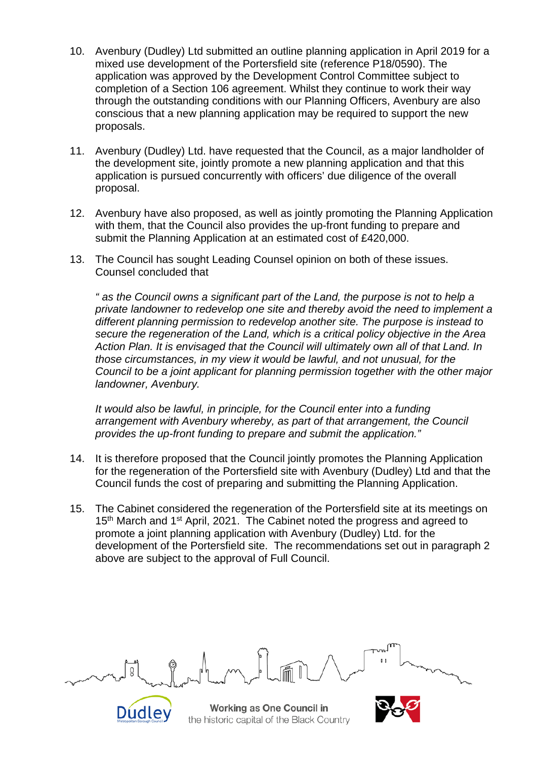10. Avenbury (Dudley) Ltd submitted an outline planning application in April 2019 for a mixed use development of the Portersfield site (reference P18/0590). The application was approved by the Development Control Committee subject to completion of a Section 106 agreement. Whilst they continue to work their way through the outstanding conditions with our Planning Officers, Avenbury are also conscious that a new planning application may be required to support the new proposals.

11. Avenbury (Dudley) Ltd. have requested that the Council, as a major landholder of the development site, jointly promote a new planning application and that this application is pursued concurrently with officers' due diligence of the overall proposal.

12. Avenbury have also proposed, as well as jointly promoting the Planning Application with them, that the Council also provides the up-front funding to prepare and submit the Planning Application at an estimated cost of £420,000.

13. The Council has sought Leading Counsel opinion on both of these issues. Counsel concluded that

    *" as the Council owns a significant part of the Land, the purpose is not to help a private landowner to redevelop one site and thereby avoid the need to implement a different planning permission to redevelop another site. The purpose is instead to secure the regeneration of the Land, which is a critical policy objective in the Area Action Plan. It is envisaged that the Council will ultimately own all of that Land. In those circumstances, in my view it would be lawful, and not unusual, for the Council to be a joint applicant for planning permission together with the other major landowner, Avenbury.*

    *It would also be lawful, in principle, for the Council enter into a funding arrangement with Avenbury whereby, as part of that arrangement, the Council provides the up-front funding to prepare and submit the application."*

14. It is therefore proposed that the Council jointly promotes the Planning Application for the regeneration of the Portersfield site with Avenbury (Dudley) Ltd and that the Council funds the cost of preparing and submitting the Planning Application.

15. The Cabinet considered the regeneration of the Portersfield site at its meetings on 15th March and 1st April, 2021. The Cabinet noted the progress and agreed to promote a joint planning application with Avenbury (Dudley) Ltd. for the development of the Portersfield site. The recommendations set out in paragraph 2 above are subject to the approval of Full Council.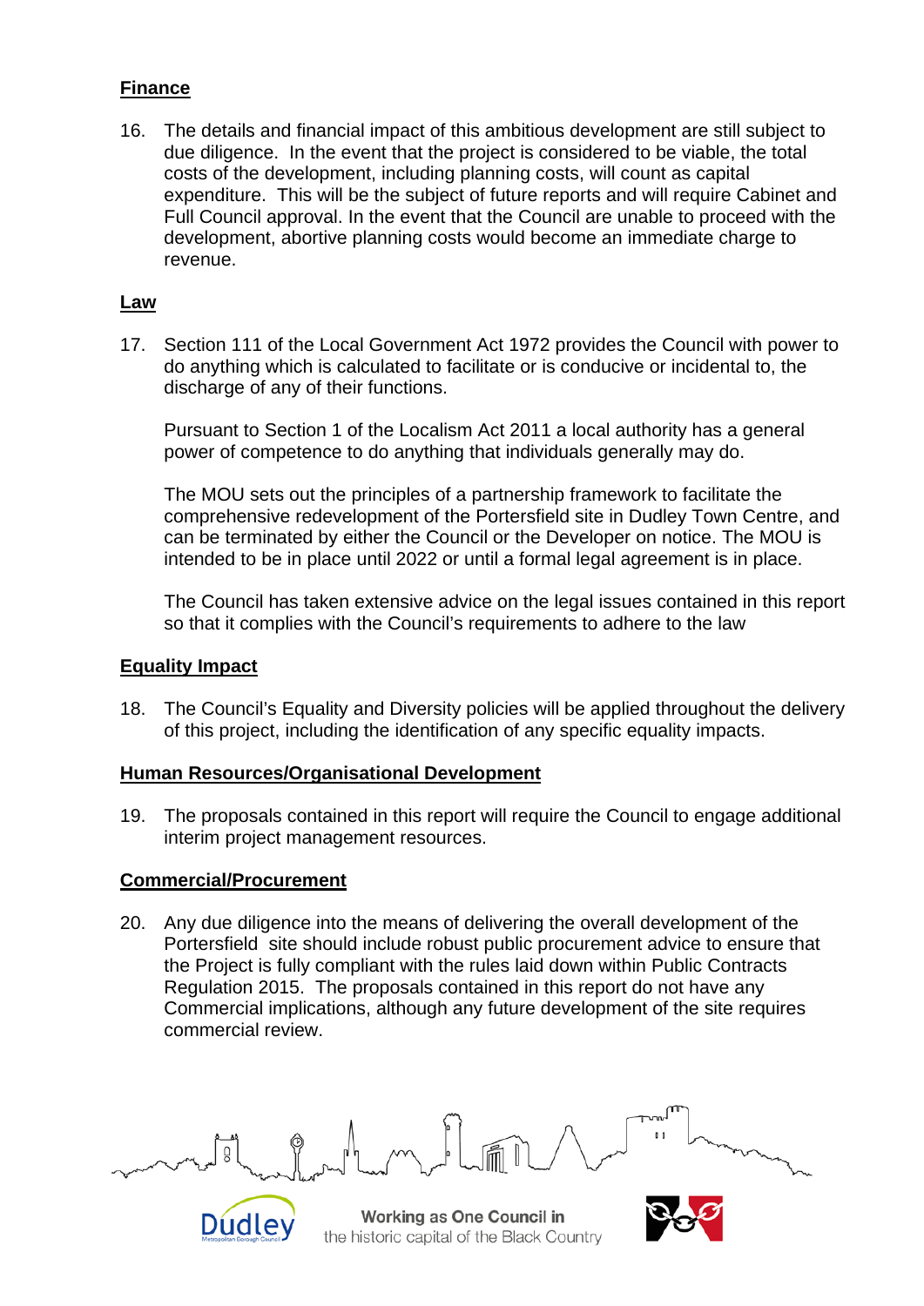**Finance**

16. The details and financial impact of this ambitious development are still subject to due diligence. In the event that the project is considered to be viable, the total costs of the development, including planning costs, will count as capital expenditure. This will be the subject of future reports and will require Cabinet and Full Council approval. In the event that the Council are unable to proceed with the development, abortive planning costs would become an immediate charge to revenue.

**Law**

17. Section 111 of the Local Government Act 1972 provides the Council with power to do anything which is calculated to facilitate or is conducive or incidental to, the discharge of any of their functions.

    Pursuant to Section 1 of the Localism Act 2011 a local authority has a general power of competence to do anything that individuals generally may do.

    The MOU sets out the principles of a partnership framework to facilitate the comprehensive redevelopment of the Portersfield site in Dudley Town Centre, and can be terminated by either the Council or the Developer on notice. The MOU is intended to be in place until 2022 or until a formal legal agreement is in place.

    The Council has taken extensive advice on the legal issues contained in this report so that it complies with the Council's requirements to adhere to the law

**Equality Impact**

18. The Council's Equality and Diversity policies will be applied throughout the delivery of this project, including the identification of any specific equality impacts.

**Human Resources/Organisational Development**

19. The proposals contained in this report will require the Council to engage additional interim project management resources.

**Commercial/Procurement**

20. Any due diligence into the means of delivering the overall development of the Portersfield site should include robust public procurement advice to ensure that the Project is fully compliant with the rules laid down within Public Contracts Regulation 2015. The proposals contained in this report do not have any Commercial implications, although any future development of the site requires commercial review.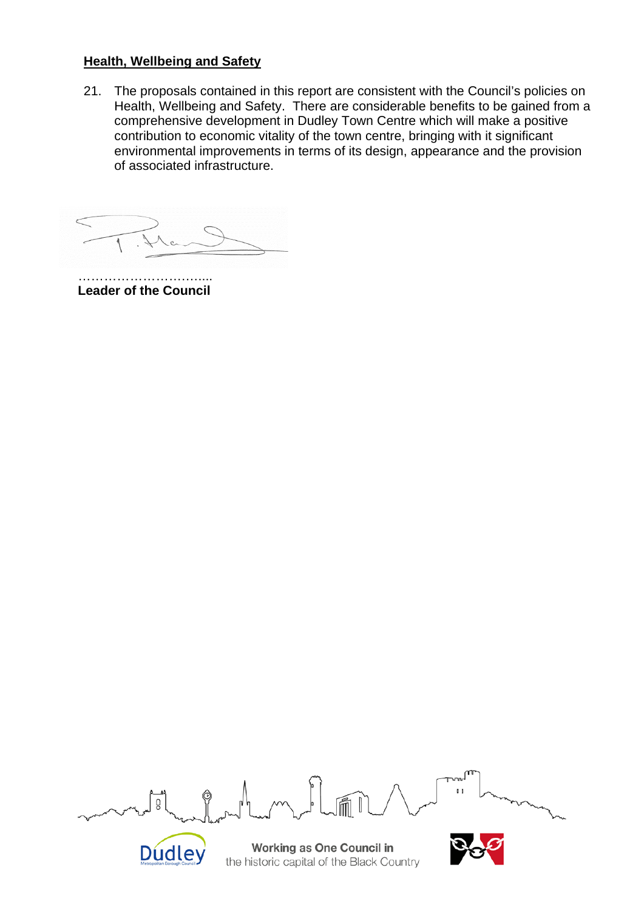## Health, Wellbeing and Safety

21. The proposals contained in this report are consistent with the Council's policies on Health, Wellbeing and Safety. There are considerable benefits to be gained from a comprehensive development in Dudley Town Centre which will make a positive contribution to economic vitality of the town centre, bringing with it significant environmental improvements in terms of its design, appearance and the provision of associated infrastructure.

…………………………..

**Leader of the Council**